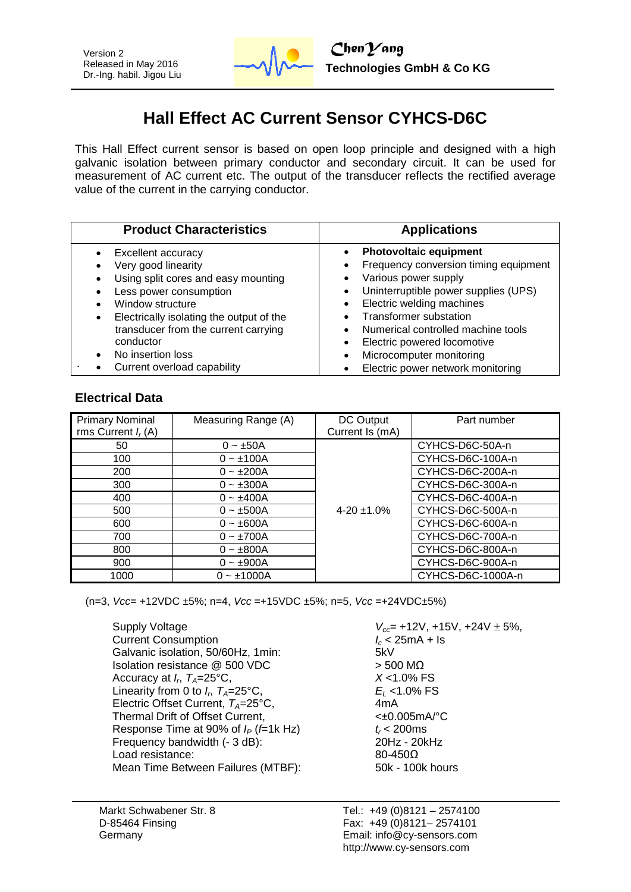Version 2
Released in May 2016
Dr.-Ing. habil. Jigou Liu

ChenYang
**Technologies GmbH & Co KG**

# Hall Effect AC Current Sensor CYHCS-D6C

This Hall Effect current sensor is based on open loop principle and designed with a high galvanic isolation between primary conductor and secondary circuit. It can be used for measurement of AC current etc. The output of the transducer reflects the rectified average value of the current in the carrying conductor.

| Product Characteristics | Applications |
|---|---|
| • Excellent accuracy<br>• Very good linearity<br>• Using split cores and easy mounting<br>• Less power consumption<br>• Window structure<br>• Electrically isolating the output of the transducer from the current carrying conductor<br>• No insertion loss<br>• Current overload capability | • **Photovoltaic equipment**<br>• Frequency conversion timing equipment<br>• Various power supply<br>• Uninterruptible power supplies (UPS)<br>• Electric welding machines<br>• Transformer substation<br>• Numerical controlled machine tools<br>• Electric powered locomotive<br>• Microcomputer monitoring<br>• Electric power network monitoring |

## Electrical Data

| Primary Nominal rms Current $I_r$ (A) | Measuring Range (A) | DC Output Current Is (mA) | Part number |
|---|---|---|---|
| 50 | 0 ~ ±50A | 4-20 ±1.0% | CYHCS-D6C-50A-n |
| 100 | 0 ~ ±100A | | CYHCS-D6C-100A-n |
| 200 | 0 ~ ±200A | | CYHCS-D6C-200A-n |
| 300 | 0 ~ ±300A | | CYHCS-D6C-300A-n |
| 400 | 0 ~ ±400A | | CYHCS-D6C-400A-n |
| 500 | 0 ~ ±500A | | CYHCS-D6C-500A-n |
| 600 | 0 ~ ±600A | | CYHCS-D6C-600A-n |
| 700 | 0 ~ ±700A | | CYHCS-D6C-700A-n |
| 800 | 0 ~ ±800A | | CYHCS-D6C-800A-n |
| 900 | 0 ~ ±900A | | CYHCS-D6C-900A-n |
| 1000 | 0 ~ ±1000A | | CYHCS-D6C-1000A-n |

(n=3, *Vcc*= +12VDC ±5%; n=4, *Vcc* =+15VDC ±5%; n=5, *Vcc* =+24VDC±5%)

| | |
|---|---|
| Supply Voltage | $V_{cc}$= +12V, +15V, +24V ± 5%, |
| Current Consumption | $I_c$ < 25mA + Is |
| Galvanic isolation, 50/60Hz, 1min: | 5kV |
| Isolation resistance @ 500 VDC | > 500 MΩ |
| Accuracy at $I_r$, $T_A$=25°C, | $X$ <1.0% FS |
| Linearity from 0 to $I_r$, $T_A$=25°C, | $E_L$ <1.0% FS |
| Electric Offset Current, $T_A$=25°C, | 4mA |
| Thermal Drift of Offset Current, | <±0.005mA/°C |
| Response Time at 90% of $I_P$ ($f$=1k Hz) | $t_r$ < 200ms |
| Frequency bandwidth (- 3 dB): | 20Hz - 20kHz |
| Load resistance: | 80-450Ω |
| Mean Time Between Failures (MTBF): | 50k - 100k hours |

Markt Schwabener Str. 8
D-85464 Finsing
Germany

Tel.: +49 (0)8121 – 2574100
Fax: +49 (0)8121– 2574101
Email: info@cy-sensors.com
http://www.cy-sensors.com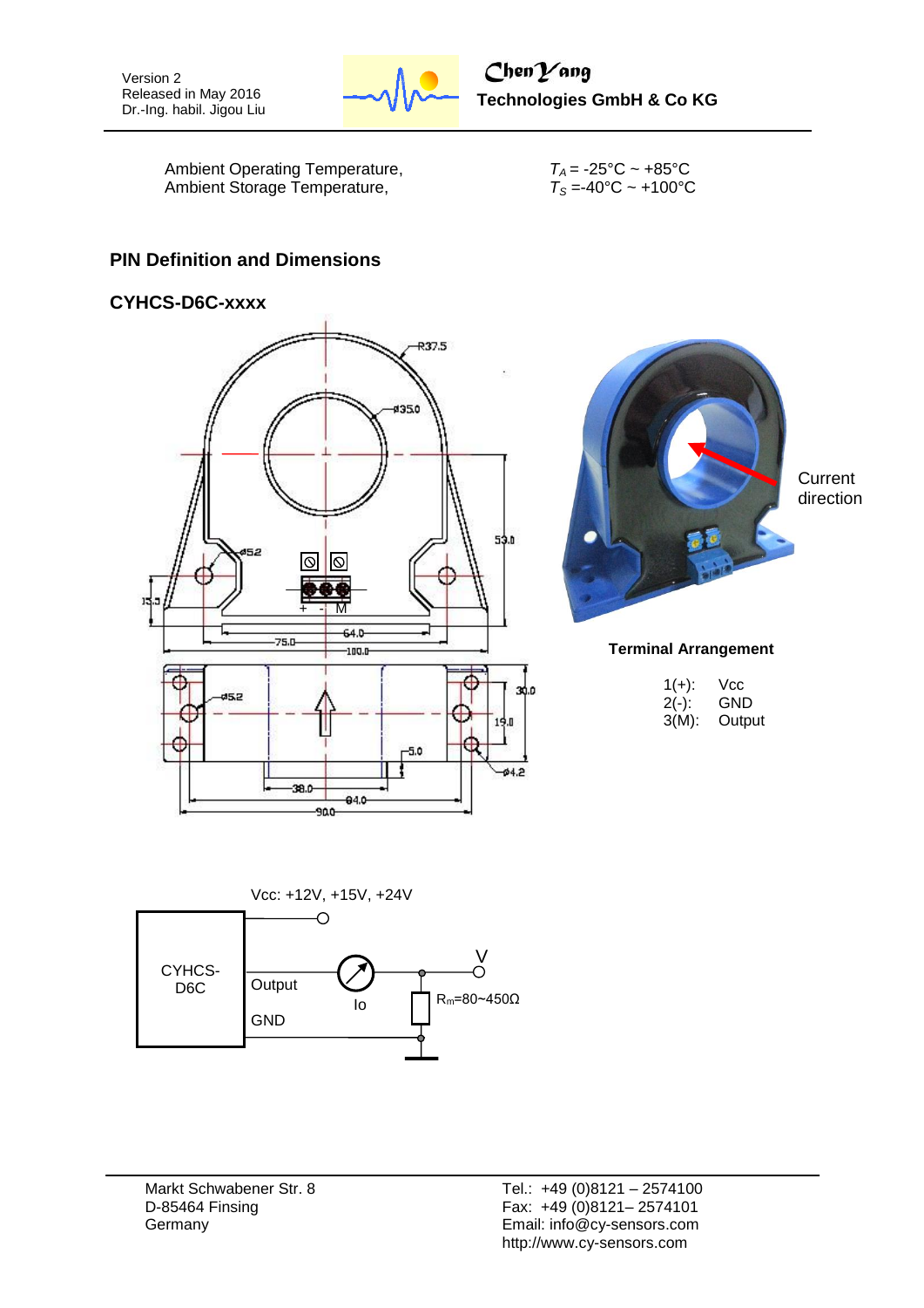Ambient Operating Temperature, $T_A$ = -25°C ~ +85°C
Ambient Storage Temperature, $T_S$ =-40°C ~ +100°C

## PIN Definition and Dimensions

### CYHCS-D6C-xxxx

Current direction

**Terminal Arrangement**

| | |
|---|---|
| 1(+): | Vcc |
| 2(-): | GND |
| 3(M): | Output |

Vcc: +12V, +15V, +24V

CYHCS-D6C

Output

GND

Io

V

$R_m$=80~450Ω

Markt Schwabener Str. 8
D-85464 Finsing
Germany

Tel.: +49 (0)8121 – 2574100
Fax: +49 (0)8121– 2574101
Email: info@cy-sensors.com
http://www.cy-sensors.com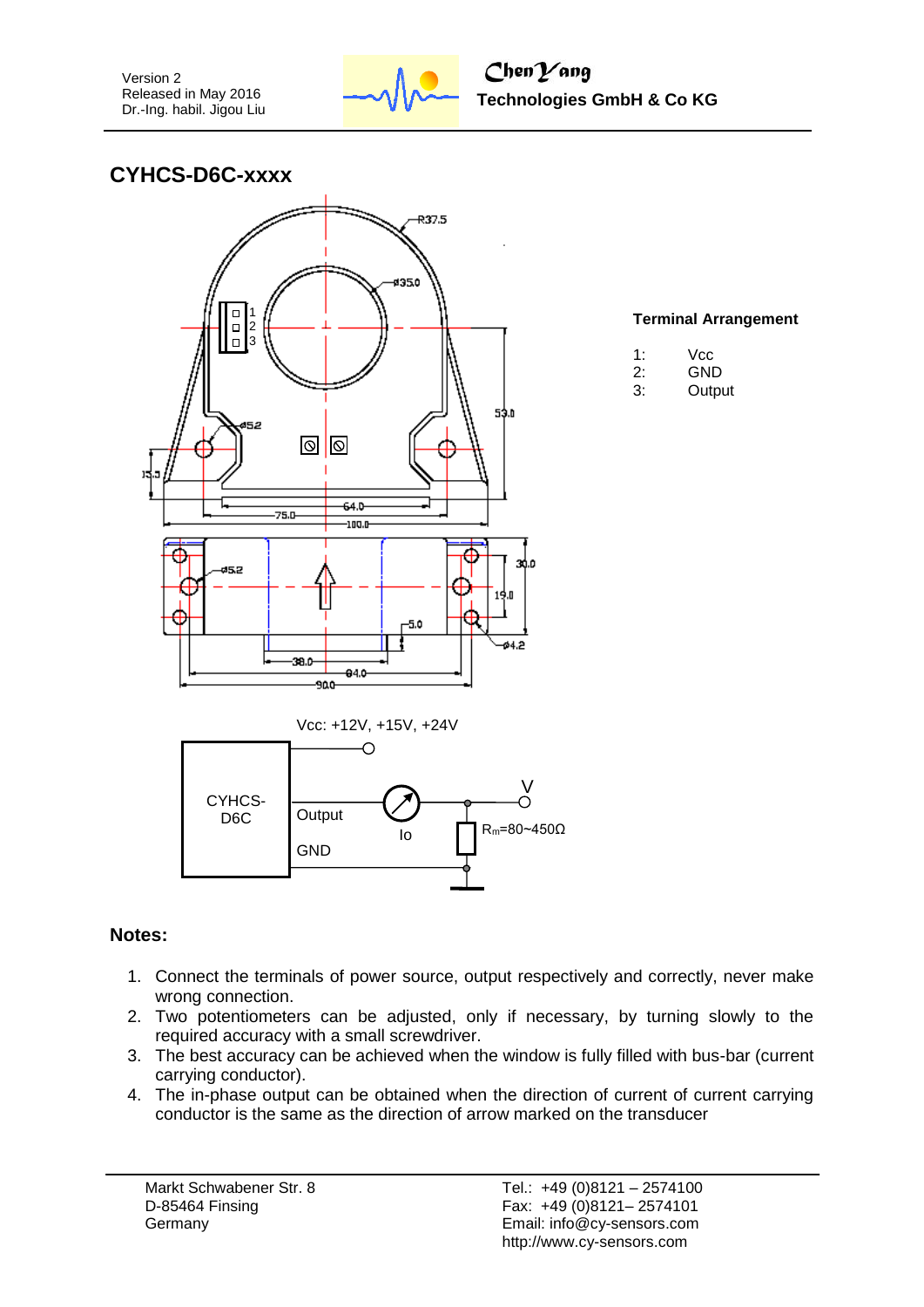## CYHCS-D6C-xxxx

R37.5

ø35.0

1
2
3

ø5.2

53.0

15.5

64.0

75.0

100.0

ø5.2

30.0

19.0

5.0

ø4.2

38.0

84.0

90.0

**Terminal Arrangement**

1: Vcc
2: GND
3: Output

Vcc: +12V, +15V, +24V

CYHCS-D6C

Output

GND

Io

V

$R_m$=80~450Ω

**Notes:**

1. Connect the terminals of power source, output respectively and correctly, never make wrong connection.
2. Two potentiometers can be adjusted, only if necessary, by turning slowly to the required accuracy with a small screwdriver.
3. The best accuracy can be achieved when the window is fully filled with bus-bar (current carrying conductor).
4. The in-phase output can be obtained when the direction of current of current carrying conductor is the same as the direction of arrow marked on the transducer